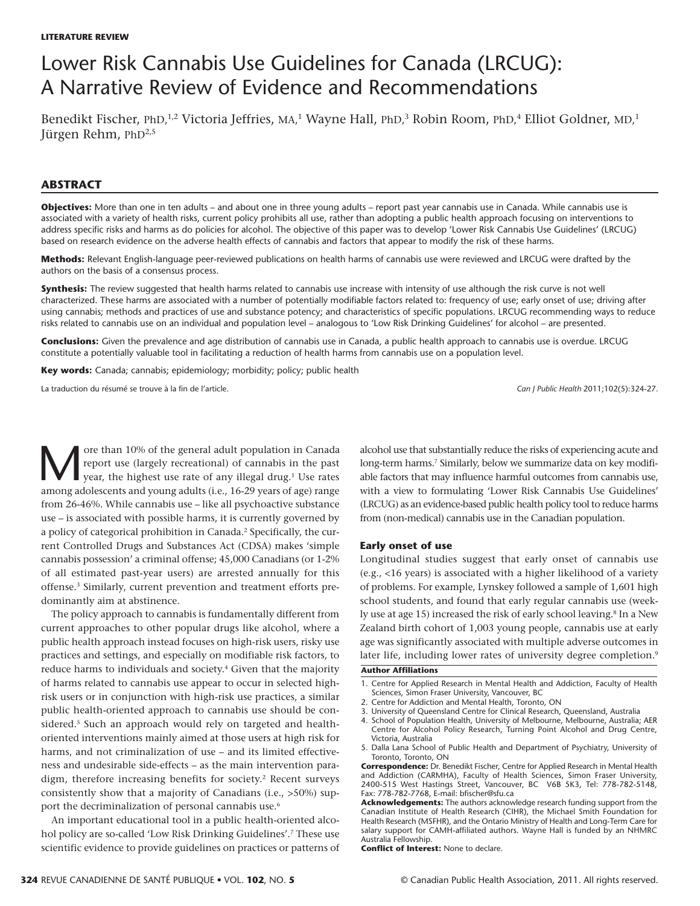**LITERATURE REVIEW**

# Lower Risk Cannabis Use Guidelines for Canada (LRCUG): A Narrative Review of Evidence and Recommendations

Benedikt Fischer, PhD,[1,2] Victoria Jeffries, MA,[1] Wayne Hall, PhD,[3] Robin Room, PhD,[4] Elliot Goldner, MD,[1] Jürgen Rehm, PhD[2,5]

## ABSTRACT

**Objectives:** More than one in ten adults – and about one in three young adults – report past year cannabis use in Canada. While cannabis use is associated with a variety of health risks, current policy prohibits all use, rather than adopting a public health approach focusing on interventions to address specific risks and harms as do policies for alcohol. The objective of this paper was to develop 'Lower Risk Cannabis Use Guidelines' (LRCUG) based on research evidence on the adverse health effects of cannabis and factors that appear to modify the risk of these harms.

**Methods:** Relevant English-language peer-reviewed publications on health harms of cannabis use were reviewed and LRCUG were drafted by the authors on the basis of a consensus process.

**Synthesis:** The review suggested that health harms related to cannabis use increase with intensity of use although the risk curve is not well characterized. These harms are associated with a number of potentially modifiable factors related to: frequency of use; early onset of use; driving after using cannabis; methods and practices of use and substance potency; and characteristics of specific populations. LRCUG recommending ways to reduce risks related to cannabis use on an individual and population level – analogous to 'Low Risk Drinking Guidelines' for alcohol – are presented.

**Conclusions:** Given the prevalence and age distribution of cannabis use in Canada, a public health approach to cannabis use is overdue. LRCUG constitute a potentially valuable tool in facilitating a reduction of health harms from cannabis use on a population level.

**Key words:** Canada; cannabis; epidemiology; morbidity; policy; public health

La traduction du résumé se trouve à la fin de l'article.

*Can J Public Health* 2011;102(5):324-27.

---

More than 10% of the general adult population in Canada report use (largely recreational) of cannabis in the past year, the highest use rate of any illegal drug.[1] Use rates among adolescents and young adults (i.e., 16-29 years of age) range from 26-46%. While cannabis use – like all psychoactive substance use – is associated with possible harms, it is currently governed by a policy of categorical prohibition in Canada.[2] Specifically, the current Controlled Drugs and Substances Act (CDSA) makes 'simple cannabis possession' a criminal offense; 45,000 Canadians (or 1-2% of all estimated past-year users) are arrested annually for this offense.[3] Similarly, current prevention and treatment efforts predominantly aim at abstinence.

The policy approach to cannabis is fundamentally different from current approaches to other popular drugs like alcohol, where a public health approach instead focuses on high-risk users, risky use practices and settings, and especially on modifiable risk factors, to reduce harms to individuals and society.[4] Given that the majority of harms related to cannabis use appear to occur in selected high-risk users or in conjunction with high-risk use practices, a similar public health-oriented approach to cannabis use should be considered.[5] Such an approach would rely on targeted and health-oriented interventions mainly aimed at those users at high risk for harms, and not criminalization of use – and its limited effectiveness and undesirable side-effects – as the main intervention paradigm, therefore increasing benefits for society.[2] Recent surveys consistently show that a majority of Canadians (i.e., >50%) support the decriminalization of personal cannabis use.[6]

An important educational tool in a public health-oriented alcohol policy are so-called 'Low Risk Drinking Guidelines'.[7] These use scientific evidence to provide guidelines on practices or patterns of alcohol use that substantially reduce the risks of experiencing acute and long-term harms.[7] Similarly, below we summarize data on key modifiable factors that may influence harmful outcomes from cannabis use, with a view to formulating 'Lower Risk Cannabis Use Guidelines' (LRCUG) as an evidence-based public health policy tool to reduce harms from (non-medical) cannabis use in the Canadian population.

### Early onset of use

Longitudinal studies suggest that early onset of cannabis use (e.g., <16 years) is associated with a higher likelihood of a variety of problems. For example, Lynskey followed a sample of 1,601 high school students, and found that early regular cannabis use (weekly use at age 15) increased the risk of early school leaving.[8] In a New Zealand birth cohort of 1,003 young people, cannabis use at early age was significantly associated with multiple adverse outcomes in later life, including lower rates of university degree completion.[9]

---

**Author Affiliations**

1. Centre for Applied Research in Mental Health and Addiction, Faculty of Health Sciences, Simon Fraser University, Vancouver, BC
2. Centre for Addiction and Mental Health, Toronto, ON
3. University of Queensland Centre for Clinical Research, Queensland, Australia
4. School of Population Health, University of Melbourne, Melbourne, Australia; AER Centre for Alcohol Policy Research, Turning Point Alcohol and Drug Centre, Victoria, Australia
5. Dalla Lana School of Public Health and Department of Psychiatry, University of Toronto, Toronto, ON

**Correspondence:** Dr. Benedikt Fischer, Centre for Applied Research in Mental Health and Addiction (CARMHA), Faculty of Health Sciences, Simon Fraser University, 2400-515 West Hastings Street, Vancouver, BC V6B 5K3, Tel: 778-782-5148, Fax: 778-782-7768, E-mail: bfischer@sfu.ca

**Acknowledgements:** The authors acknowledge research funding support from the Canadian Institute of Health Research (CIHR), the Michael Smith Foundation for Health Research (MSFHR), and the Ontario Ministry of Health and Long-Term Care for salary support for CAMH-affiliated authors. Wayne Hall is funded by an NHMRC Australia Fellowship.

**Conflict of Interest:** None to declare.

© Canadian Public Health Association, 2011. All rights reserved.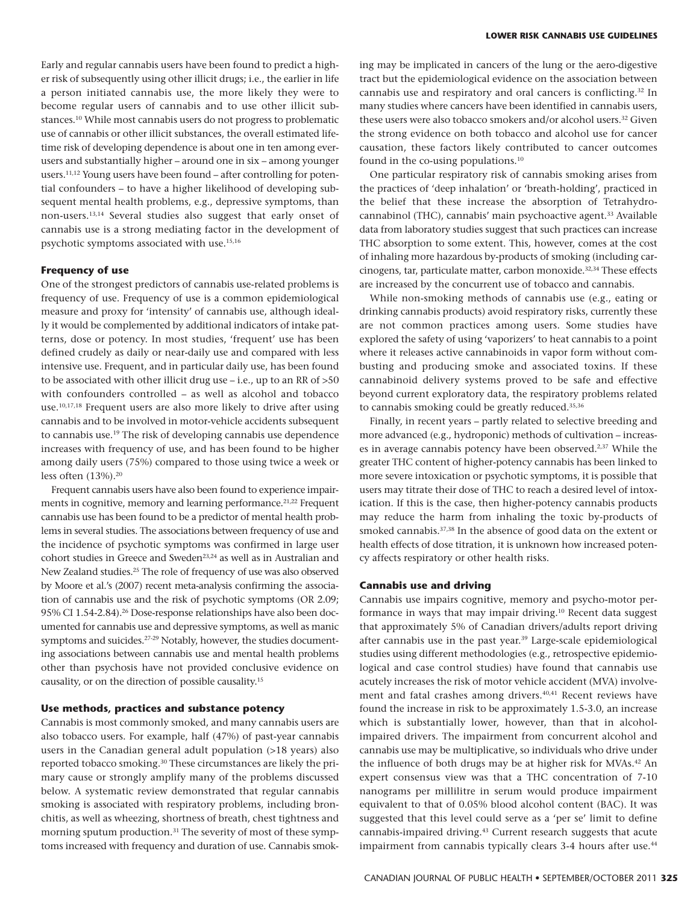Early and regular cannabis users have been found to predict a higher risk of subsequently using other illicit drugs; i.e., the earlier in life a person initiated cannabis use, the more likely they were to become regular users of cannabis and to use other illicit substances.[10] While most cannabis users do not progress to problematic use of cannabis or other illicit substances, the overall estimated lifetime risk of developing dependence is about one in ten among ever-users and substantially higher – around one in six – among younger users.[11,12] Young users have been found – after controlling for potential confounders – to have a higher likelihood of developing subsequent mental health problems, e.g., depressive symptoms, than non-users.[13,14] Several studies also suggest that early onset of cannabis use is a strong mediating factor in the development of psychotic symptoms associated with use.[15,16]

### Frequency of use

One of the strongest predictors of cannabis use-related problems is frequency of use. Frequency of use is a common epidemiological measure and proxy for 'intensity' of cannabis use, although ideally it would be complemented by additional indicators of intake patterns, dose or potency. In most studies, 'frequent' use has been defined crudely as daily or near-daily use and compared with less intensive use. Frequent, and in particular daily use, has been found to be associated with other illicit drug use – i.e., up to an RR of >50 with confounders controlled – as well as alcohol and tobacco use.[10,17,18] Frequent users are also more likely to drive after using cannabis and to be involved in motor-vehicle accidents subsequent to cannabis use.[19] The risk of developing cannabis use dependence increases with frequency of use, and has been found to be higher among daily users (75%) compared to those using twice a week or less often (13%).[20]

Frequent cannabis users have also been found to experience impairments in cognitive, memory and learning performance.[21,22] Frequent cannabis use has been found to be a predictor of mental health problems in several studies. The associations between frequency of use and the incidence of psychotic symptoms was confirmed in large user cohort studies in Greece and Sweden[23,24] as well as in Australian and New Zealand studies.[25] The role of frequency of use was also observed by Moore et al.'s (2007) recent meta-analysis confirming the association of cannabis use and the risk of psychotic symptoms (OR 2.09; 95% CI 1.54-2.84).[26] Dose-response relationships have also been documented for cannabis use and depressive symptoms, as well as manic symptoms and suicides.[27-29] Notably, however, the studies documenting associations between cannabis use and mental health problems other than psychosis have not provided conclusive evidence on causality, or on the direction of possible causality.[15]

### Use methods, practices and substance potency

Cannabis is most commonly smoked, and many cannabis users are also tobacco users. For example, half (47%) of past-year cannabis users in the Canadian general adult population (>18 years) also reported tobacco smoking.[30] These circumstances are likely the primary cause or strongly amplify many of the problems discussed below. A systematic review demonstrated that regular cannabis smoking is associated with respiratory problems, including bronchitis, as well as wheezing, shortness of breath, chest tightness and morning sputum production.[31] The severity of most of these symptoms increased with frequency and duration of use. Cannabis smoking may be implicated in cancers of the lung or the aero-digestive tract but the epidemiological evidence on the association between cannabis use and respiratory and oral cancers is conflicting.[32] In many studies where cancers have been identified in cannabis users, these users were also tobacco smokers and/or alcohol users.[32] Given the strong evidence on both tobacco and alcohol use for cancer causation, these factors likely contributed to cancer outcomes found in the co-using populations.[10]

One particular respiratory risk of cannabis smoking arises from the practices of 'deep inhalation' or 'breath-holding', practiced in the belief that these increase the absorption of Tetrahydrocannabinol (THC), cannabis' main psychoactive agent.[33] Available data from laboratory studies suggest that such practices can increase THC absorption to some extent. This, however, comes at the cost of inhaling more hazardous by-products of smoking (including carcinogens, tar, particulate matter, carbon monoxide.[32,34] These effects are increased by the concurrent use of tobacco and cannabis.

While non-smoking methods of cannabis use (e.g., eating or drinking cannabis products) avoid respiratory risks, currently these are not common practices among users. Some studies have explored the safety of using 'vaporizers' to heat cannabis to a point where it releases active cannabinoids in vapor form without combusting and producing smoke and associated toxins. If these cannabinoid delivery systems proved to be safe and effective beyond current exploratory data, the respiratory problems related to cannabis smoking could be greatly reduced.[35,36]

Finally, in recent years – partly related to selective breeding and more advanced (e.g., hydroponic) methods of cultivation – increases in average cannabis potency have been observed.[2,37] While the greater THC content of higher-potency cannabis has been linked to more severe intoxication or psychotic symptoms, it is possible that users may titrate their dose of THC to reach a desired level of intoxication. If this is the case, then higher-potency cannabis products may reduce the harm from inhaling the toxic by-products of smoked cannabis.[37,38] In the absence of good data on the extent or health effects of dose titration, it is unknown how increased potency affects respiratory or other health risks.

### Cannabis use and driving

Cannabis use impairs cognitive, memory and psycho-motor performance in ways that may impair driving.[10] Recent data suggest that approximately 5% of Canadian drivers/adults report driving after cannabis use in the past year.[39] Large-scale epidemiological studies using different methodologies (e.g., retrospective epidemiological and case control studies) have found that cannabis use acutely increases the risk of motor vehicle accident (MVA) involvement and fatal crashes among drivers.[40,41] Recent reviews have found the increase in risk to be approximately 1.5-3.0, an increase which is substantially lower, however, than that in alcohol-impaired drivers. The impairment from concurrent alcohol and cannabis use may be multiplicative, so individuals who drive under the influence of both drugs may be at higher risk for MVAs.[42] An expert consensus view was that a THC concentration of 7-10 nanograms per millilitre in serum would produce impairment equivalent to that of 0.05% blood alcohol content (BAC). It was suggested that this level could serve as a 'per se' limit to define cannabis-impaired driving.[43] Current research suggests that acute impairment from cannabis typically clears 3-4 hours after use.[44]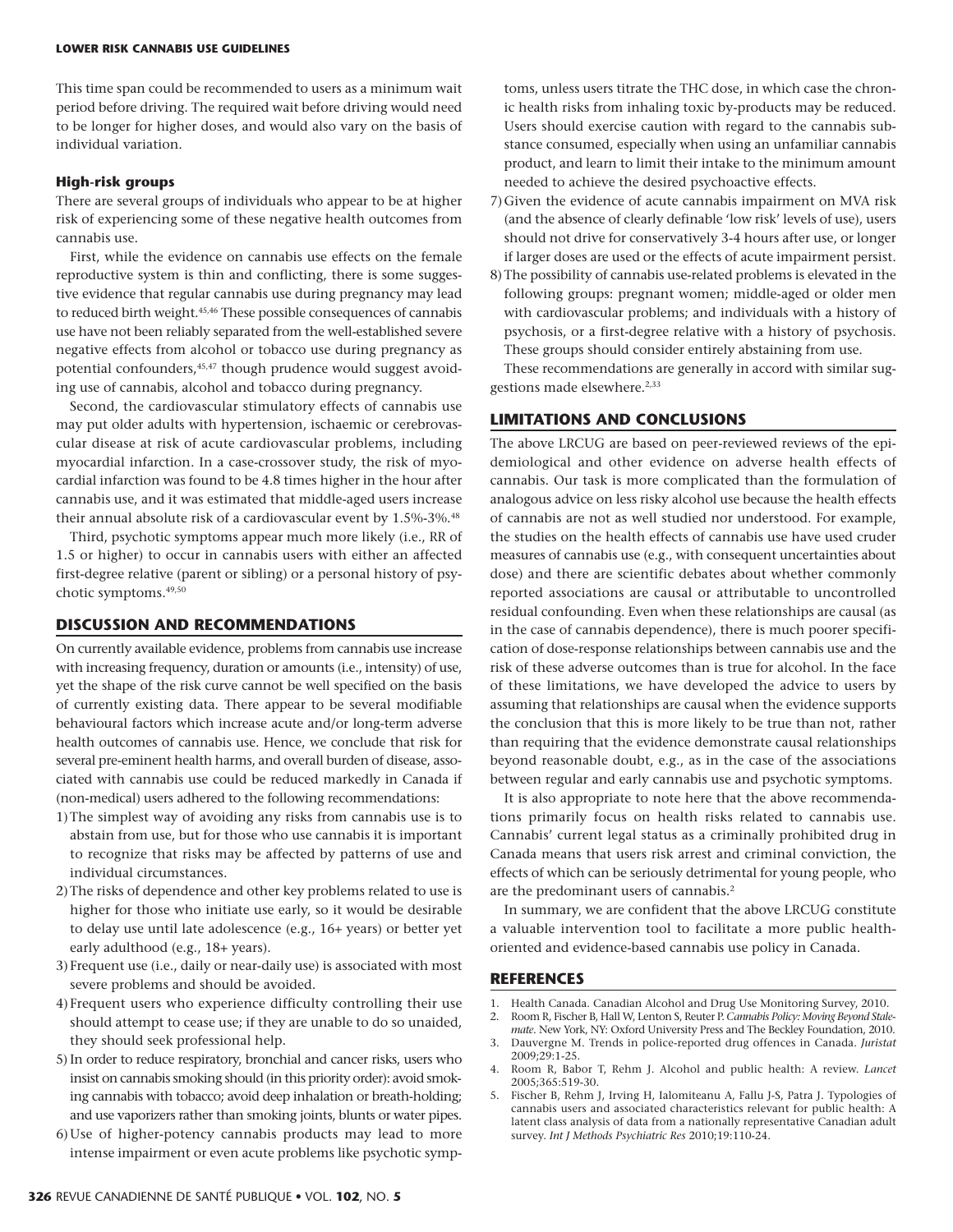This time span could be recommended to users as a minimum wait period before driving. The required wait before driving would need to be longer for higher doses, and would also vary on the basis of individual variation.

### High-risk groups

There are several groups of individuals who appear to be at higher risk of experiencing some of these negative health outcomes from cannabis use.

First, while the evidence on cannabis use effects on the female reproductive system is thin and conflicting, there is some suggestive evidence that regular cannabis use during pregnancy may lead to reduced birth weight.[45,46] These possible consequences of cannabis use have not been reliably separated from the well-established severe negative effects from alcohol or tobacco use during pregnancy as potential confounders,[45,47] though prudence would suggest avoiding use of cannabis, alcohol and tobacco during pregnancy.

Second, the cardiovascular stimulatory effects of cannabis use may put older adults with hypertension, ischaemic or cerebrovascular disease at risk of acute cardiovascular problems, including myocardial infarction. In a case-crossover study, the risk of myocardial infarction was found to be 4.8 times higher in the hour after cannabis use, and it was estimated that middle-aged users increase their annual absolute risk of a cardiovascular event by 1.5%-3%.[48]

Third, psychotic symptoms appear much more likely (i.e., RR of 1.5 or higher) to occur in cannabis users with either an affected first-degree relative (parent or sibling) or a personal history of psychotic symptoms.[49,50]

## DISCUSSION AND RECOMMENDATIONS

On currently available evidence, problems from cannabis use increase with increasing frequency, duration or amounts (i.e., intensity) of use, yet the shape of the risk curve cannot be well specified on the basis of currently existing data. There appear to be several modifiable behavioural factors which increase acute and/or long-term adverse health outcomes of cannabis use. Hence, we conclude that risk for several pre-eminent health harms, and overall burden of disease, associated with cannabis use could be reduced markedly in Canada if (non-medical) users adhered to the following recommendations:

1) The simplest way of avoiding any risks from cannabis use is to abstain from use, but for those who use cannabis it is important to recognize that risks may be affected by patterns of use and individual circumstances.
2) The risks of dependence and other key problems related to use is higher for those who initiate use early, so it would be desirable to delay use until late adolescence (e.g., 16+ years) or better yet early adulthood (e.g., 18+ years).
3) Frequent use (i.e., daily or near-daily use) is associated with most severe problems and should be avoided.
4) Frequent users who experience difficulty controlling their use should attempt to cease use; if they are unable to do so unaided, they should seek professional help.
5) In order to reduce respiratory, bronchial and cancer risks, users who insist on cannabis smoking should (in this priority order): avoid smoking cannabis with tobacco; avoid deep inhalation or breath-holding; and use vaporizers rather than smoking joints, blunts or water pipes.
6) Use of higher-potency cannabis products may lead to more intense impairment or even acute problems like psychotic symptoms, unless users titrate the THC dose, in which case the chronic health risks from inhaling toxic by-products may be reduced. Users should exercise caution with regard to the cannabis substance consumed, especially when using an unfamiliar cannabis product, and learn to limit their intake to the minimum amount needed to achieve the desired psychoactive effects.
7) Given the evidence of acute cannabis impairment on MVA risk (and the absence of clearly definable 'low risk' levels of use), users should not drive for conservatively 3-4 hours after use, or longer if larger doses are used or the effects of acute impairment persist.
8) The possibility of cannabis use-related problems is elevated in the following groups: pregnant women; middle-aged or older men with cardiovascular problems; and individuals with a history of psychosis, or a first-degree relative with a history of psychosis. These groups should consider entirely abstaining from use.

These recommendations are generally in accord with similar suggestions made elsewhere.[2,33]

## LIMITATIONS AND CONCLUSIONS

The above LRCUG are based on peer-reviewed reviews of the epidemiological and other evidence on adverse health effects of cannabis. Our task is more complicated than the formulation of analogous advice on less risky alcohol use because the health effects of cannabis are not as well studied nor understood. For example, the studies on the health effects of cannabis use have used cruder measures of cannabis use (e.g., with consequent uncertainties about dose) and there are scientific debates about whether commonly reported associations are causal or attributable to uncontrolled residual confounding. Even when these relationships are causal (as in the case of cannabis dependence), there is much poorer specification of dose-response relationships between cannabis use and the risk of these adverse outcomes than is true for alcohol. In the face of these limitations, we have developed the advice to users by assuming that relationships are causal when the evidence supports the conclusion that this is more likely to be true than not, rather than requiring that the evidence demonstrate causal relationships beyond reasonable doubt, e.g., as in the case of the associations between regular and early cannabis use and psychotic symptoms.

It is also appropriate to note here that the above recommendations primarily focus on health risks related to cannabis use. Cannabis' current legal status as a criminally prohibited drug in Canada means that users risk arrest and criminal conviction, the effects of which can be seriously detrimental for young people, who are the predominant users of cannabis.[2]

In summary, we are confident that the above LRCUG constitute a valuable intervention tool to facilitate a more public health-oriented and evidence-based cannabis use policy in Canada.

## REFERENCES

1. Health Canada. Canadian Alcohol and Drug Use Monitoring Survey, 2010.
2. Room R, Fischer B, Hall W, Lenton S, Reuter P. *Cannabis Policy: Moving Beyond Stalemate*. New York, NY: Oxford University Press and The Beckley Foundation, 2010.
3. Dauvergne M. Trends in police-reported drug offences in Canada. *Juristat* 2009;29:1-25.
4. Room R, Babor T, Rehm J. Alcohol and public health: A review. *Lancet* 2005;365:519-30.
5. Fischer B, Rehm J, Irving H, Ialomiteanu A, Fallu J-S, Patra J. Typologies of cannabis users and associated characteristics relevant for public health: A latent class analysis of data from a nationally representative Canadian adult survey. *Int J Methods Psychiatric Res* 2010;19:110-24.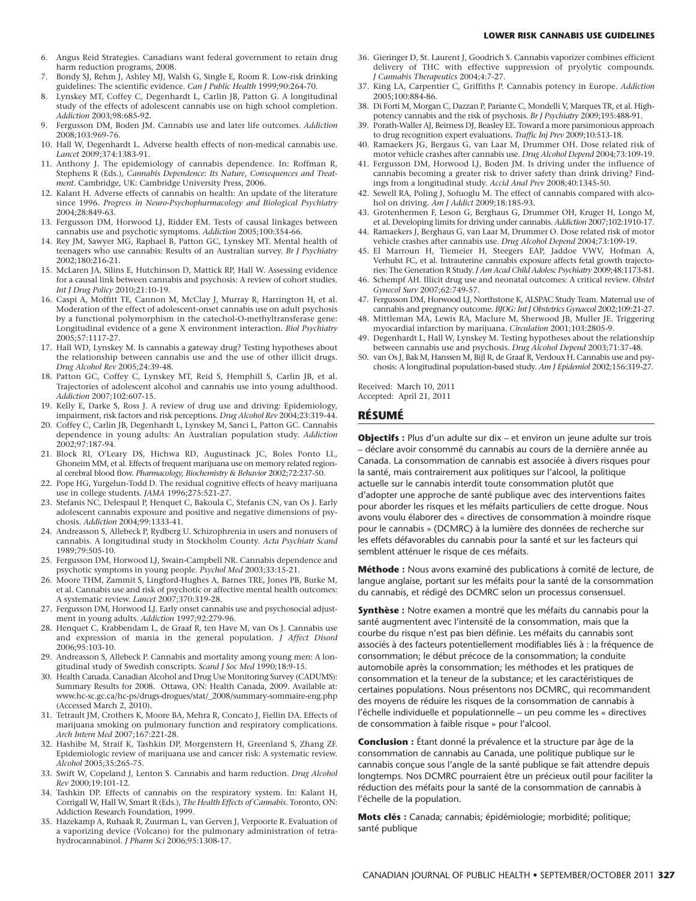6. Angus Reid Strategies. Canadians want federal government to retain drug harm reduction programs, 2008.
7. Bondy SJ, Rehm J, Ashley MJ, Walsh G, Single E, Room R. Low-risk drinking guidelines: The scientific evidence. *Can J Public Health* 1999;90:264-70.
8. Lynskey MT, Coffey C, Degenhardt L, Carlin JB, Patton G. A longitudinal study of the effects of adolescent cannabis use on high school completion. *Addiction* 2003;98:685-92.
9. Fergusson DM, Boden JM. Cannabis use and later life outcomes. *Addiction* 2008;103:969-76.
10. Hall W, Degenhardt L. Adverse health effects of non-medical cannabis use. *Lancet* 2009;374:1383-91.
11. Anthony J. The epidemiology of cannabis dependence. In: Roffman R, Stephens R (Eds.), *Cannabis Dependence: Its Nature, Consequences and Treatment*. Cambridge, UK: Cambridge University Press, 2006.
12. Kalant H. Adverse effects of cannabis on health: An update of the literature since 1996. *Progress in Neuro-Psychopharmacology and Biological Psychiatry* 2004;28:849-63.
13. Fergusson DM, Horwood LJ, Ridder EM. Tests of causal linkages between cannabis use and psychotic symptoms. *Addiction* 2005;100:354-66.
14. Rey JM, Sawyer MG, Raphael B, Patton GC, Lynskey MT. Mental health of teenagers who use cannabis: Results of an Australian survey. *Br J Psychiatry* 2002;180:216-21.
15. McLaren JA, Silins E, Hutchinson D, Mattick RP, Hall W. Assessing evidence for a causal link between cannabis and psychosis: A review of cohort studies. *Int J Drug Policy* 2010;21:10-19.
16. Caspi A, Moffitt TE, Cannon M, McClay J, Murray R, Harrington H, et al. Moderation of the effect of adolescent-onset cannabis use on adult psychosis by a functional polymorphism in the catechol-O-methyltransferase gene: Longitudinal evidence of a gene X environment interaction. *Biol Psychiatry* 2005;57:1117-27.
17. Hall WD, Lynskey M. Is cannabis a gateway drug? Testing hypotheses about the relationship between cannabis use and the use of other illicit drugs. *Drug Alcohol Rev* 2005;24:39-48.
18. Patton GC, Coffey C, Lynskey MT, Reid S, Hemphill S, Carlin JB, et al. Trajectories of adolescent alcohol and cannabis use into young adulthood. *Addiction* 2007;102:607-15.
19. Kelly E, Darke S, Ross J. A review of drug use and driving: Epidemiology, impairment, risk factors and risk perceptions. *Drug Alcohol Rev* 2004;23:319-44.
20. Coffey C, Carlin JB, Degenhardt L, Lynskey M, Sanci L, Patton GC. Cannabis dependence in young adults: An Australian population study. *Addiction* 2002;97:187-94.
21. Block RI, O'Leary DS, Hichwa RD, Augustinack JC, Boles Ponto LL, Ghoneim MM, et al. Effects of frequent marijuana use on memory related regional cerebral blood flow. *Pharmacology, Biochemistry & Behavior* 2002;72:237-50.
22. Pope HG, Yurgelun-Todd D. The residual cognitive effects of heavy marijuana use in college students. *JAMA* 1996;275:521-27.
23. Stefanis NC, Delespaul P, Henquet C, Bakoula C, Stefanis CN, van Os J. Early adolescent cannabis exposure and positive and negative dimensions of psychosis. *Addiction* 2004;99:1333-41.
24. Andreasson S, Allebeck P, Rydberg U. Schizophrenia in users and nonusers of cannabis. A longitudinal study in Stockholm County. *Acta Psychiatr Scand* 1989;79:505-10.
25. Fergusson DM, Horwood LJ, Swain-Campbell NR. Cannabis dependence and psychotic symptoms in young people. *Psychol Med* 2003;33:15-21.
26. Moore THM, Zammit S, Lingford-Hughes A, Barnes TRE, Jones PB, Burke M, et al. Cannabis use and risk of psychotic or affective mental health outcomes: A systematic review. *Lancet* 2007;370:319-28.
27. Fergusson DM, Horwood LJ. Early onset cannabis use and psychosocial adjustment in young adults. *Addiction* 1997;92:279-96.
28. Henquet C, Krabbendam L, de Graaf R, ten Have M, van Os J. Cannabis use and expression of mania in the general population. *J Affect Disord* 2006;95:103-10.
29. Andreasson S, Allebeck P. Cannabis and mortality among young men: A longitudinal study of Swedish conscripts. *Scand J Soc Med* 1990;18:9-15.
30. Health Canada. Canadian Alcohol and Drug Use Monitoring Survey (CADUMS): Summary Results for 2008. Ottawa, ON: Health Canada, 2009. Available at: www.hc-sc.gc.ca/hc-ps/drugs-drogues/stat/_2008/summary-sommaire-eng.php (Accessed March 2, 2010).
31. Tetrault JM, Crothers K, Moore BA, Mehra R, Concato J, Fiellin DA. Effects of marijuana smoking on pulmonary function and respiratory complications. *Arch Intern Med* 2007;167:221-28.
32. Hashibe M, Straif K, Tashkin DP, Morgenstern H, Greenland S, Zhang ZF. Epidemiologic review of marijuana use and cancer risk: A systematic review. *Alcohol* 2005;35:265-75.
33. Swift W, Copeland J, Lenton S. Cannabis and harm reduction. *Drug Alcohol Rev* 2000;19:101-12.
34. Tashkin DP. Effects of cannabis on the respiratory system. In: Kalant H, Corrigall W, Hall W, Smart R (Eds.), *The Health Effects of Cannabis*. Toronto, ON: Addiction Research Foundation, 1999.
35. Hazekamp A, Ruhaak R, Zuurman L, van Gerven J, Verpoorte R. Evaluation of a vaporizing device (Volcano) for the pulmonary administration of tetrahydrocannabinol. *J Pharm Sci* 2006;95:1308-17.
36. Gieringer D, St. Laurent J, Goodrich S. Cannabis vaporizer combines efficient delivery of THC with effective suppression of pryolytic compounds. *J Cannabis Therapeutics* 2004;4:7-27.
37. King LA, Carpentier C, Griffiths P. Cannabis potency in Europe. *Addiction* 2005;100:884-86.
38. Di Forti M, Morgan C, Dazzan P, Pariante C, Mondelli V, Marques TR, et al. High-potency cannabis and the risk of psychosis. *Br J Psychiatry* 2009;195:488-91.
39. Porath-Waller AJ, Beirness DJ, Beasley EE. Toward a more parsimonious approach to drug recognition expert evaluations. *Traffic Inj Prev* 2009;10:513-18.
40. Ramaekers JG, Bergaus G, van Laar M, Drummer OH. Dose related risk of motor vehicle crashes after cannabis use. *Drug Alcohol Depend* 2004;73:109-19.
41. Fergusson DM, Horwood LJ, Boden JM. Is driving under the influence of cannabis becoming a greater risk to driver safety than drink driving? Findings from a longitudinal study. *Accid Anal Prev* 2008;40:1345-50.
42. Sewell RA, Poling J, Sofuoglu M. The effect of cannabis compared with alcohol on driving. *Am J Addict* 2009;18:185-93.
43. Grotenhermen F, Leson G, Berghaus G, Drummer OH, Kruger H, Longo M, et al. Developing limits for driving under cannabis. *Addiction* 2007;102:1910-17.
44. Ramaekers J, Berghaus G, van Laar M, Drummer O. Dose related risk of motor vehicle crashes after cannabis use. *Drug Alcohol Depend* 2004;73:109-19.
45. El Marroun H, Tiemeier H, Steegers EAP, Jaddoe VWV, Hofman A, Verhulst FC, et al. Intrauterine cannabis exposure affects fetal growth trajectories: The Generation R Study. *J Am Acad Child Adolesc Psychiatry* 2009;48:1173-81.
46. Schempf AH. Illicit drug use and neonatal outcomes: A critical review. *Obstet Gynecol Surv* 2007;62:749-57.
47. Fergusson DM, Horwood LJ, Northstone K, ALSPAC Study Team. Maternal use of cannabis and pregnancy outcome. *BJOG: Int J Obstetrics Gynaecol* 2002;109:21-27.
48. Mittleman MA, Lewis RA, Maclure M, Sherwood JB, Muller JE. Triggering myocardial infarction by marijuana. *Circulation* 2001;103:2805-9.
49. Degenhardt L, Hall W, Lynskey M. Testing hypotheses about the relationship between cannabis use and psychosis. *Drug Alcohol Depend* 2003;71:37-48.
50. van Os J, Bak M, Hanssen M, Bijl R, de Graaf R, Verdoux H. Cannabis use and psychosis: A longitudinal population-based study. *Am J Epidemiol* 2002;156:319-27.

Received: March 10, 2011
Accepted: April 21, 2011

## RÉSUMÉ

**Objectifs :** Plus d'un adulte sur dix – et environ un jeune adulte sur trois – déclare avoir consommé du cannabis au cours de la dernière année au Canada. La consommation de cannabis est associée à divers risques pour la santé, mais contrairement aux politiques sur l'alcool, la politique actuelle sur le cannabis interdit toute consommation plutôt que d'adopter une approche de santé publique avec des interventions faites pour aborder les risques et les méfaits particuliers de cette drogue. Nous avons voulu élaborer des « directives de consommation à moindre risque pour le cannabis » (DCMRC) à la lumière des données de recherche sur les effets défavorables du cannabis pour la santé et sur les facteurs qui semblent atténuer le risque de ces méfaits.

**Méthode :** Nous avons examiné des publications à comité de lecture, de langue anglaise, portant sur les méfaits pour la santé de la consommation du cannabis, et rédigé des DCMRC selon un processus consensuel.

**Synthèse :** Notre examen a montré que les méfaits du cannabis pour la santé augmentent avec l'intensité de la consommation, mais que la courbe du risque n'est pas bien définie. Les méfaits du cannabis sont associés à des facteurs potentiellement modifiables liés à : la fréquence de consommation; le début précoce de la consommation; la conduite automobile après la consommation; les méthodes et les pratiques de consommation et la teneur de la substance; et les caractéristiques de certaines populations. Nous présentons nos DCMRC, qui recommandent des moyens de réduire les risques de la consommation de cannabis à l'échelle individuelle et populationnelle – un peu comme les « directives de consommation à faible risque » pour l'alcool.

**Conclusion :** Étant donné la prévalence et la structure par âge de la consommation de cannabis au Canada, une politique publique sur le cannabis conçue sous l'angle de la santé publique se fait attendre depuis longtemps. Nos DCMRC pourraient être un précieux outil pour faciliter la réduction des méfaits pour la santé de la consommation de cannabis à l'échelle de la population.

**Mots clés :** Canada; cannabis; épidémiologie; morbidité; politique; santé publique